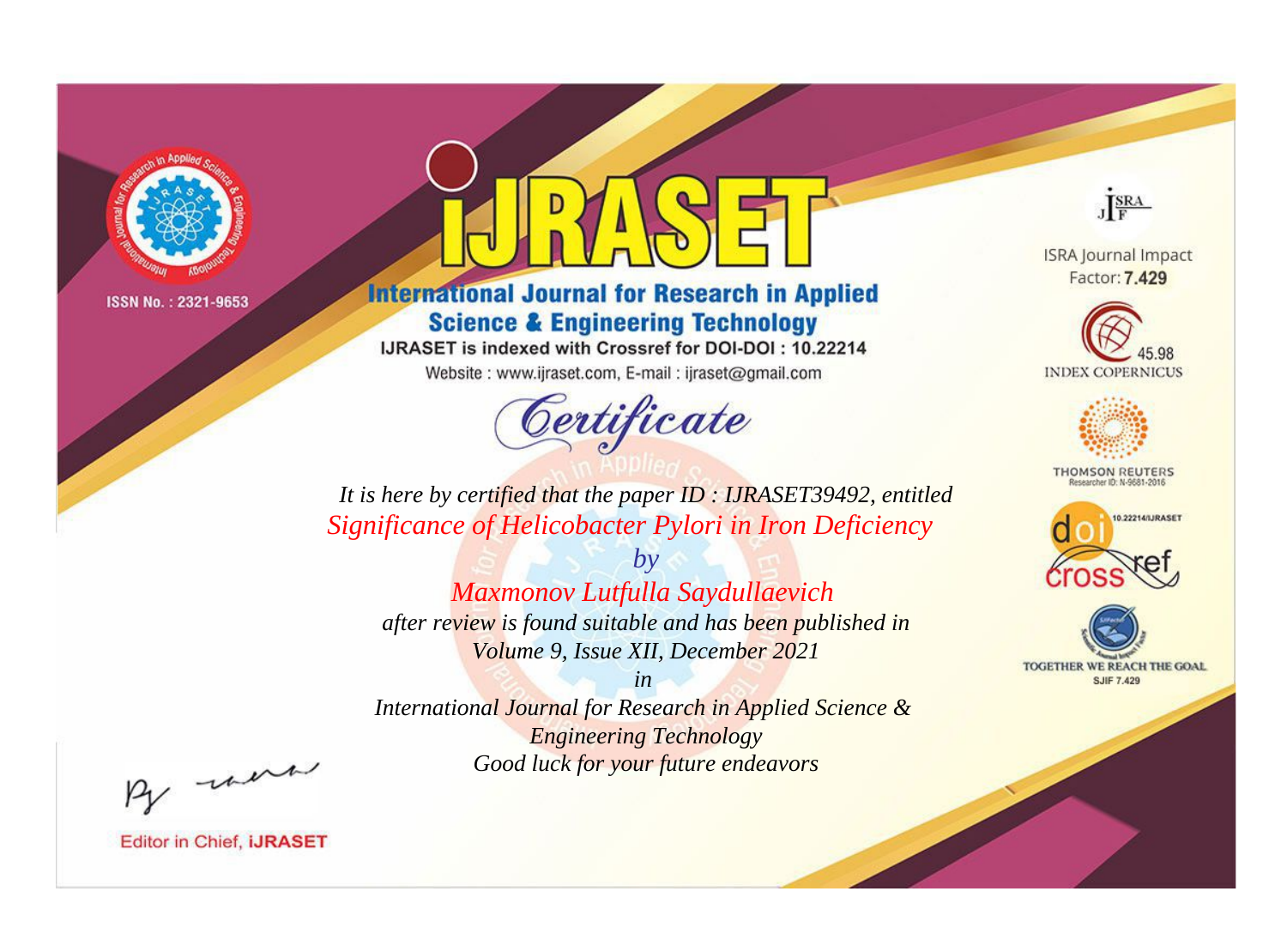ISSN No. : 2321-9653

# iJRASET

## International Journal for Research in Applied Science & Engineering Technology

IJRASET is indexed with Crossref for DOI-DOI : 10.22214

Website : www.ijraset.com, E-mail : ijraset@gmail.com

ISRA Journal Impact Factor: **7.429**

45.98 INDEX COPERNICUS

THOMSON REUTERS Researcher ID: N-9681-2016

10.22214/IJRASET

TOGETHER WE REACH THE GOAL SJIF 7.429

# *Certificate*

*It is here by certified that the paper ID : IJRASET39492, entitled*

*Significance of Helicobacter Pylori in Iron Deficiency*

*by*

*Maxmonov Lutfulla Saydullaevich*

*after review is found suitable and has been published in*

*Volume 9, Issue XII, December 2021*

*in*

*International Journal for Research in Applied Science & Engineering Technology*

*Good luck for your future endeavors*

Editor in Chief, **iJRASET**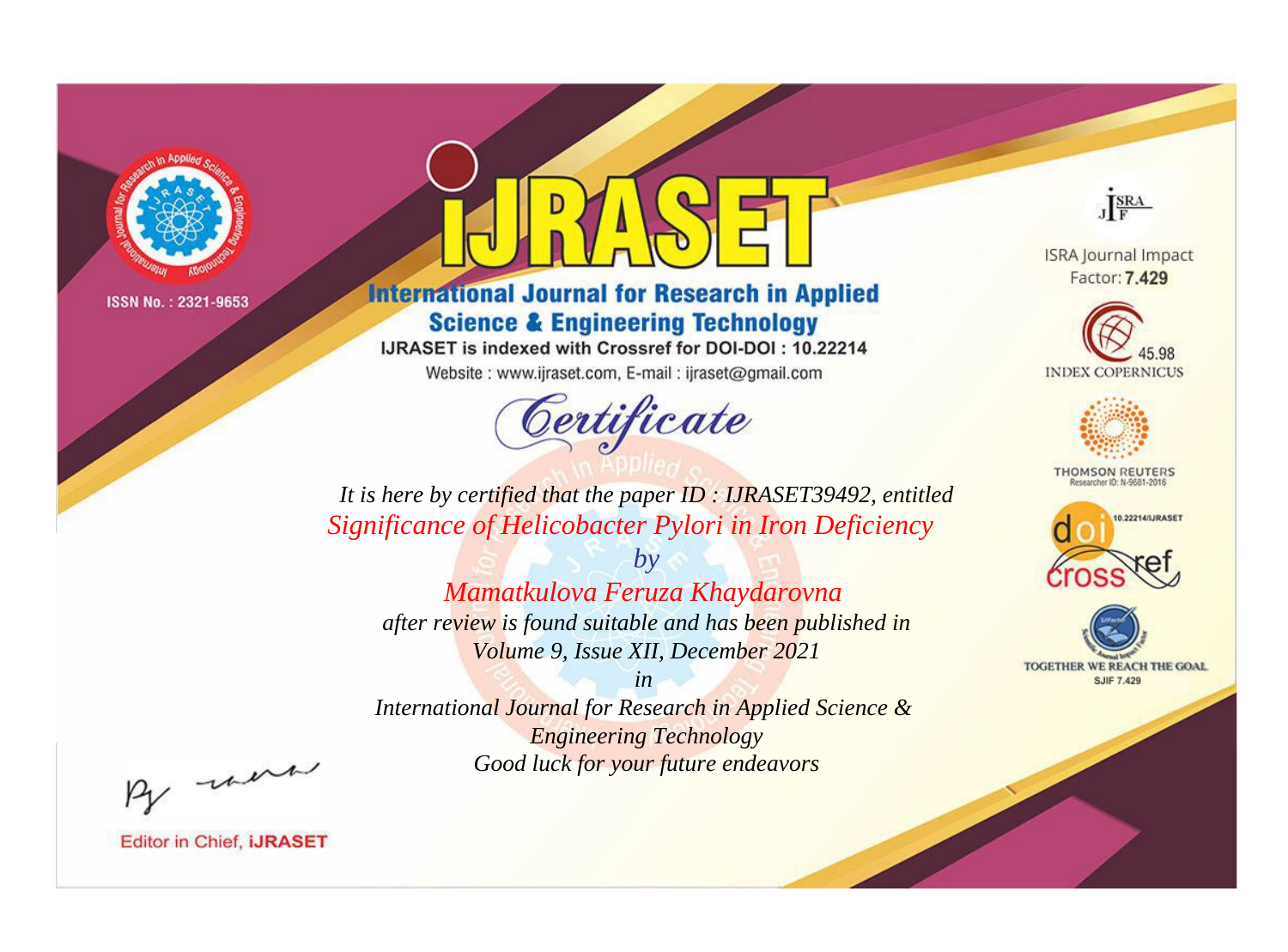ISSN No. : 2321-9653

# iJRASET

## International Journal for Research in Applied Science & Engineering Technology

IJRASET is indexed with Crossref for DOI-DOI : 10.22214

Website : www.ijraset.com, E-mail : ijraset@gmail.com

ISRA Journal Impact Factor: **7.429**

45.98 INDEX COPERNICUS

THOMSON REUTERS Researcher ID: N-9681-2016

10.22214/IJRASET

TOGETHER WE REACH THE GOAL SJIF 7.429

*Certificate*

*It is here by certified that the paper ID : IJRASET39492, entitled*

*Significance of Helicobacter Pylori in Iron Deficiency*

*by*

*Mamatkulova Feruza Khaydarovna*

*after review is found suitable and has been published in*

*Volume 9, Issue XII, December 2021*

*in*

*International Journal for Research in Applied Science & Engineering Technology*

*Good luck for your future endeavors*

Editor in Chief, **iJRASET**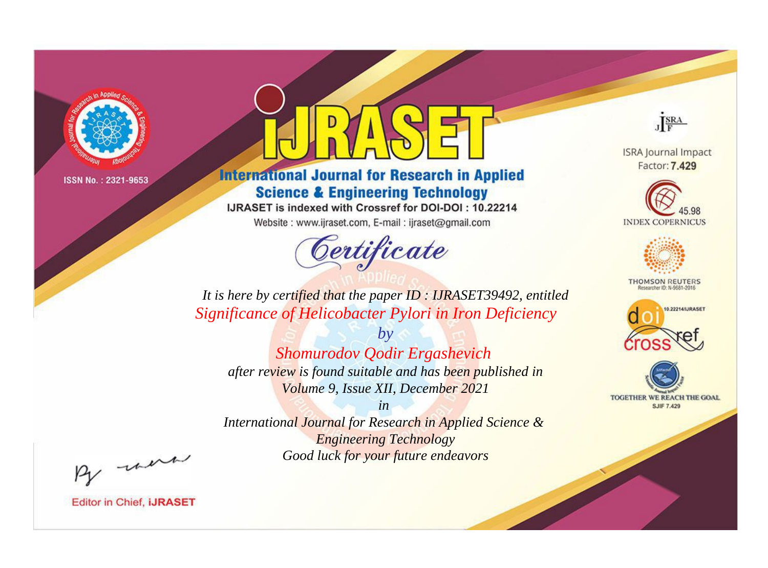ISSN No. : 2321-9653

# iJRASET

## International Journal for Research in Applied Science & Engineering Technology

IJRASET is indexed with Crossref for DOI-DOI : 10.22214

Website : www.ijraset.com, E-mail : ijraset@gmail.com

ISRA Journal Impact Factor: **7.429**

45.98 INDEX COPERNICUS

THOMSON REUTERS Researcher ID: N-9681-2016

10.22214/IJRASET

TOGETHER WE REACH THE GOAL SJIF 7.429

*Certificate*

*It is here by certified that the paper ID : IJRASET39492, entitled*

*Significance of Helicobacter Pylori in Iron Deficiency*

*by*

*Shomurodov Qodir Ergashevich*

*after review is found suitable and has been published in*

*Volume 9, Issue XII, December 2021*

*in*

*International Journal for Research in Applied Science & Engineering Technology*

*Good luck for your future endeavors*

Editor in Chief, **iJRASET**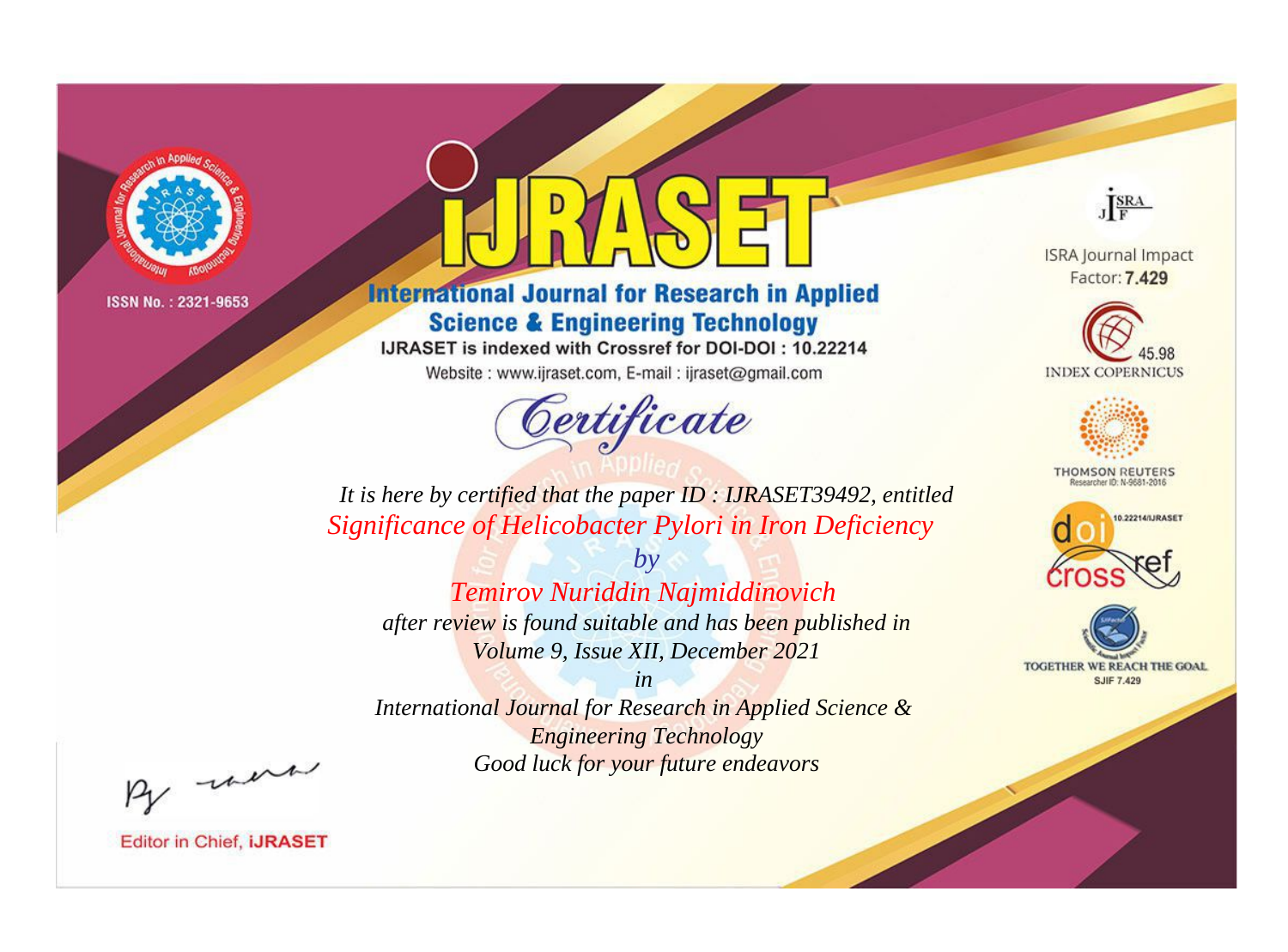ISSN No. : 2321-9653

# International Journal for Research in Applied Science & Engineering Technology

IJRASET is indexed with Crossref for DOI-DOI : 10.22214

Website : www.ijraset.com, E-mail : ijraset@gmail.com

## Certificate

*It is here by certified that the paper ID : IJRASET39492, entitled*

*Significance of Helicobacter Pylori in Iron Deficiency*

*by*

*Temirov Nuriddin Najmiddinovich*

*after review is found suitable and has been published in*

*Volume 9, Issue XII, December 2021*

*in*

*International Journal for Research in Applied Science & Engineering Technology*

*Good luck for your future endeavors*

ISRA Journal Impact Factor: **7.429**

45.98 INDEX COPERNICUS

THOMSON REUTERS Researcher ID: N-9681-2016

10.22214/IJRASET

TOGETHER WE REACH THE GOAL SJIF 7.429

Editor in Chief, **iJRASET**